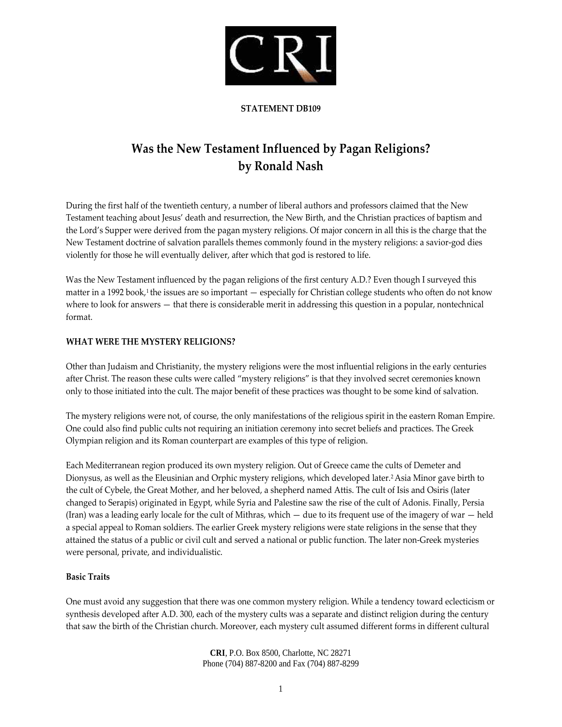**STATEMENT DB109**

# Was the New Testament Influenced by Pagan Religions? by Ronald Nash

During the first half of the twentieth century, a number of liberal authors and professors claimed that the New Testament teaching about Jesus' death and resurrection, the New Birth, and the Christian practices of baptism and the Lord's Supper were derived from the pagan mystery religions. Of major concern in all this is the charge that the New Testament doctrine of salvation parallels themes commonly found in the mystery religions: a savior-god dies violently for those he will eventually deliver, after which that god is restored to life.

Was the New Testament influenced by the pagan religions of the first century A.D.? Even though I surveyed this matter in a 1992 book,[1] the issues are so important — especially for Christian college students who often do not know where to look for answers — that there is considerable merit in addressing this question in a popular, nontechnical format.

## WHAT WERE THE MYSTERY RELIGIONS?

Other than Judaism and Christianity, the mystery religions were the most influential religions in the early centuries after Christ. The reason these cults were called "mystery religions" is that they involved secret ceremonies known only to those initiated into the cult. The major benefit of these practices was thought to be some kind of salvation.

The mystery religions were not, of course, the only manifestations of the religious spirit in the eastern Roman Empire. One could also find public cults not requiring an initiation ceremony into secret beliefs and practices. The Greek Olympian religion and its Roman counterpart are examples of this type of religion.

Each Mediterranean region produced its own mystery religion. Out of Greece came the cults of Demeter and Dionysus, as well as the Eleusinian and Orphic mystery religions, which developed later.[2] Asia Minor gave birth to the cult of Cybele, the Great Mother, and her beloved, a shepherd named Attis. The cult of Isis and Osiris (later changed to Serapis) originated in Egypt, while Syria and Palestine saw the rise of the cult of Adonis. Finally, Persia (Iran) was a leading early locale for the cult of Mithras, which — due to its frequent use of the imagery of war — held a special appeal to Roman soldiers. The earlier Greek mystery religions were state religions in the sense that they attained the status of a public or civil cult and served a national or public function. The later non-Greek mysteries were personal, private, and individualistic.

### Basic Traits

One must avoid any suggestion that there was one common mystery religion. While a tendency toward eclecticism or synthesis developed after A.D. 300, each of the mystery cults was a separate and distinct religion during the century that saw the birth of the Christian church. Moreover, each mystery cult assumed different forms in different cultural

**CRI**, P.O. Box 8500, Charlotte, NC 28271
Phone (704) 887-8200 and Fax (704) 887-8299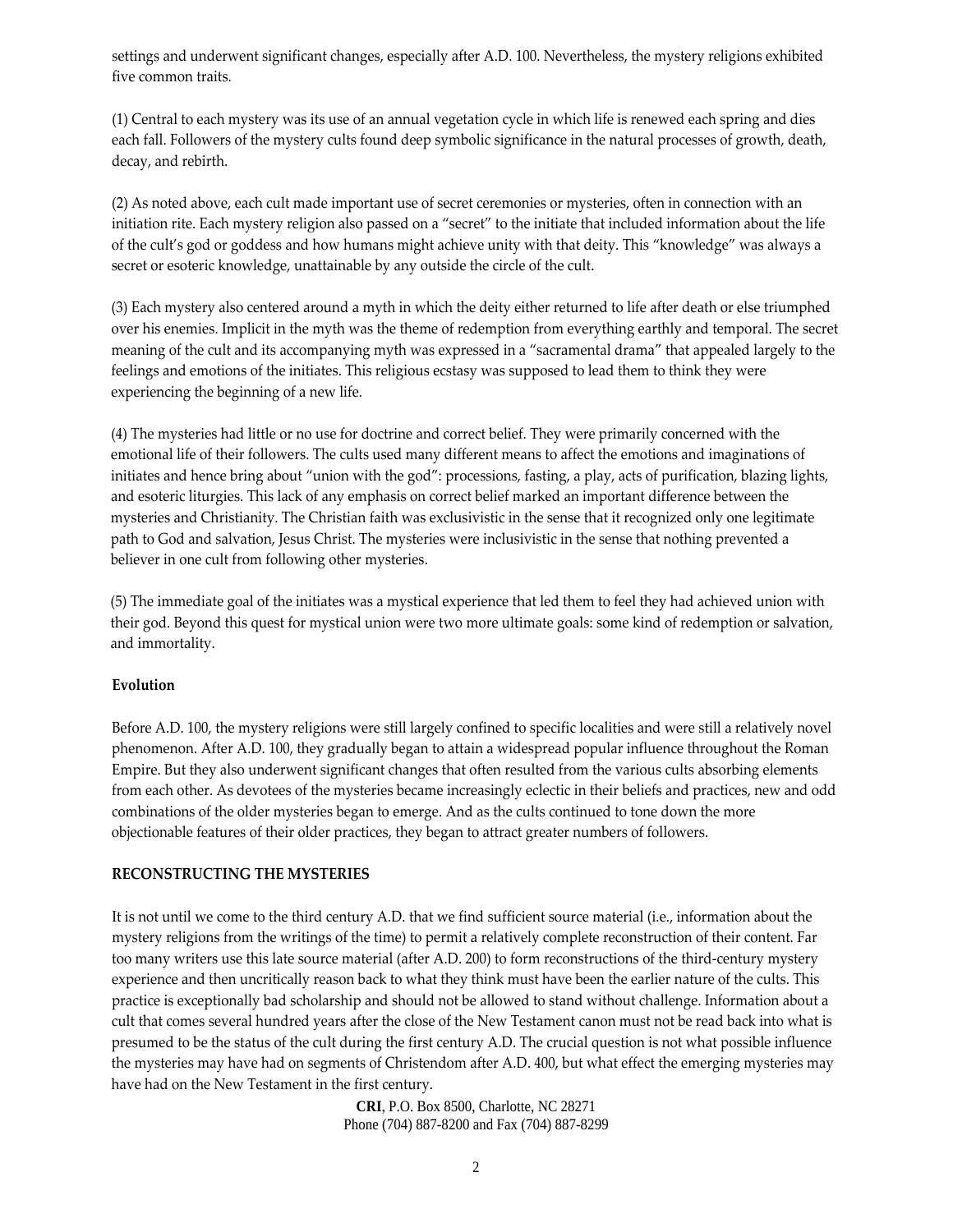settings and underwent significant changes, especially after A.D. 100. Nevertheless, the mystery religions exhibited five common traits.

(1) Central to each mystery was its use of an annual vegetation cycle in which life is renewed each spring and dies each fall. Followers of the mystery cults found deep symbolic significance in the natural processes of growth, death, decay, and rebirth.

(2) As noted above, each cult made important use of secret ceremonies or mysteries, often in connection with an initiation rite. Each mystery religion also passed on a "secret" to the initiate that included information about the life of the cult's god or goddess and how humans might achieve unity with that deity. This "knowledge" was always a secret or esoteric knowledge, unattainable by any outside the circle of the cult.

(3) Each mystery also centered around a myth in which the deity either returned to life after death or else triumphed over his enemies. Implicit in the myth was the theme of redemption from everything earthly and temporal. The secret meaning of the cult and its accompanying myth was expressed in a "sacramental drama" that appealed largely to the feelings and emotions of the initiates. This religious ecstasy was supposed to lead them to think they were experiencing the beginning of a new life.

(4) The mysteries had little or no use for doctrine and correct belief. They were primarily concerned with the emotional life of their followers. The cults used many different means to affect the emotions and imaginations of initiates and hence bring about "union with the god": processions, fasting, a play, acts of purification, blazing lights, and esoteric liturgies. This lack of any emphasis on correct belief marked an important difference between the mysteries and Christianity. The Christian faith was exclusivistic in the sense that it recognized only one legitimate path to God and salvation, Jesus Christ. The mysteries were inclusivistic in the sense that nothing prevented a believer in one cult from following other mysteries.

(5) The immediate goal of the initiates was a mystical experience that led them to feel they had achieved union with their god. Beyond this quest for mystical union were two more ultimate goals: some kind of redemption or salvation, and immortality.

**Evolution**

Before A.D. 100, the mystery religions were still largely confined to specific localities and were still a relatively novel phenomenon. After A.D. 100, they gradually began to attain a widespread popular influence throughout the Roman Empire. But they also underwent significant changes that often resulted from the various cults absorbing elements from each other. As devotees of the mysteries became increasingly eclectic in their beliefs and practices, new and odd combinations of the older mysteries began to emerge. And as the cults continued to tone down the more objectionable features of their older practices, they began to attract greater numbers of followers.

## RECONSTRUCTING THE MYSTERIES

It is not until we come to the third century A.D. that we find sufficient source material (i.e., information about the mystery religions from the writings of the time) to permit a relatively complete reconstruction of their content. Far too many writers use this late source material (after A.D. 200) to form reconstructions of the third-century mystery experience and then uncritically reason back to what they think must have been the earlier nature of the cults. This practice is exceptionally bad scholarship and should not be allowed to stand without challenge. Information about a cult that comes several hundred years after the close of the New Testament canon must not be read back into what is presumed to be the status of the cult during the first century A.D. The crucial question is not what possible influence the mysteries may have had on segments of Christendom after A.D. 400, but what effect the emerging mysteries may have had on the New Testament in the first century.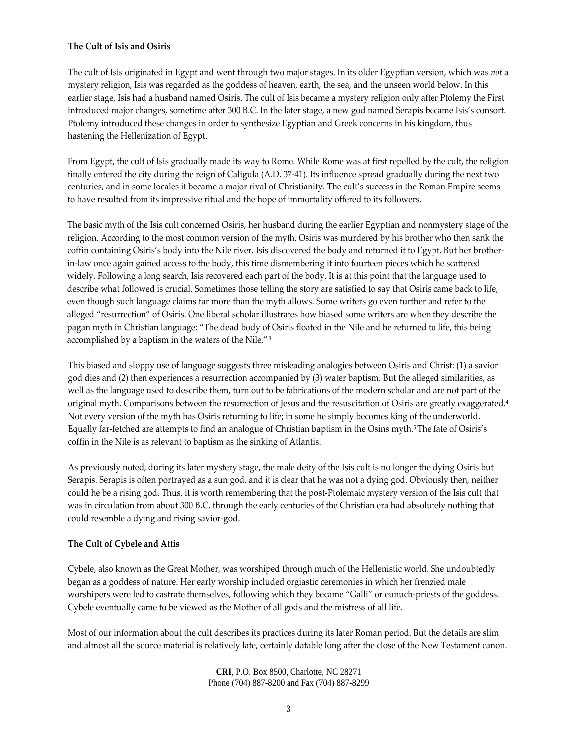**The Cult of Isis and Osiris**

The cult of Isis originated in Egypt and went through two major stages. In its older Egyptian version, which was *not* a mystery religion, Isis was regarded as the goddess of heaven, earth, the sea, and the unseen world below. In this earlier stage, Isis had a husband named Osiris. The cult of Isis became a mystery religion only after Ptolemy the First introduced major changes, sometime after 300 B.C. In the later stage, a new god named Serapis became Isis's consort. Ptolemy introduced these changes in order to synthesize Egyptian and Greek concerns in his kingdom, thus hastening the Hellenization of Egypt.

From Egypt, the cult of Isis gradually made its way to Rome. While Rome was at first repelled by the cult, the religion finally entered the city during the reign of Caligula (A.D. 37-41). Its influence spread gradually during the next two centuries, and in some locales it became a major rival of Christianity. The cult's success in the Roman Empire seems to have resulted from its impressive ritual and the hope of immortality offered to its followers.

The basic myth of the Isis cult concerned Osiris, her husband during the earlier Egyptian and nonmystery stage of the religion. According to the most common version of the myth, Osiris was murdered by his brother who then sank the coffin containing Osiris's body into the Nile river. Isis discovered the body and returned it to Egypt. But her brother-in-law once again gained access to the body, this time dismembering it into fourteen pieces which he scattered widely. Following a long search, Isis recovered each part of the body. It is at this point that the language used to describe what followed is crucial. Sometimes those telling the story are satisfied to say that Osiris came back to life, even though such language claims far more than the myth allows. Some writers go even further and refer to the alleged "resurrection" of Osiris. One liberal scholar illustrates how biased some writers are when they describe the pagan myth in Christian language: "The dead body of Osiris floated in the Nile and he returned to life, this being accomplished by a baptism in the waters of the Nile."[3]

This biased and sloppy use of language suggests three misleading analogies between Osiris and Christ: (1) a savior god dies and (2) then experiences a resurrection accompanied by (3) water baptism. But the alleged similarities, as well as the language used to describe them, turn out to be fabrications of the modern scholar and are not part of the original myth. Comparisons between the resurrection of Jesus and the resuscitation of Osiris are greatly exaggerated.[4] Not every version of the myth has Osiris returning to life; in some he simply becomes king of the underworld. Equally far-fetched are attempts to find an analogue of Christian baptism in the Osins myth.[5] The fate of Osiris's coffin in the Nile is as relevant to baptism as the sinking of Atlantis.

As previously noted, during its later mystery stage, the male deity of the Isis cult is no longer the dying Osiris but Serapis. Serapis is often portrayed as a sun god, and it is clear that he was not a dying god. Obviously then, neither could he be a rising god. Thus, it is worth remembering that the post-Ptolemaic mystery version of the Isis cult that was in circulation from about 300 B.C. through the early centuries of the Christian era had absolutely nothing that could resemble a dying and rising savior-god.

**The Cult of Cybele and Attis**

Cybele, also known as the Great Mother, was worshiped through much of the Hellenistic world. She undoubtedly began as a goddess of nature. Her early worship included orgiastic ceremonies in which her frenzied male worshipers were led to castrate themselves, following which they became "Galli" or eunuch-priests of the goddess. Cybele eventually came to be viewed as the Mother of all gods and the mistress of all life.

Most of our information about the cult describes its practices during its later Roman period. But the details are slim and almost all the source material is relatively late, certainly datable long after the close of the New Testament canon.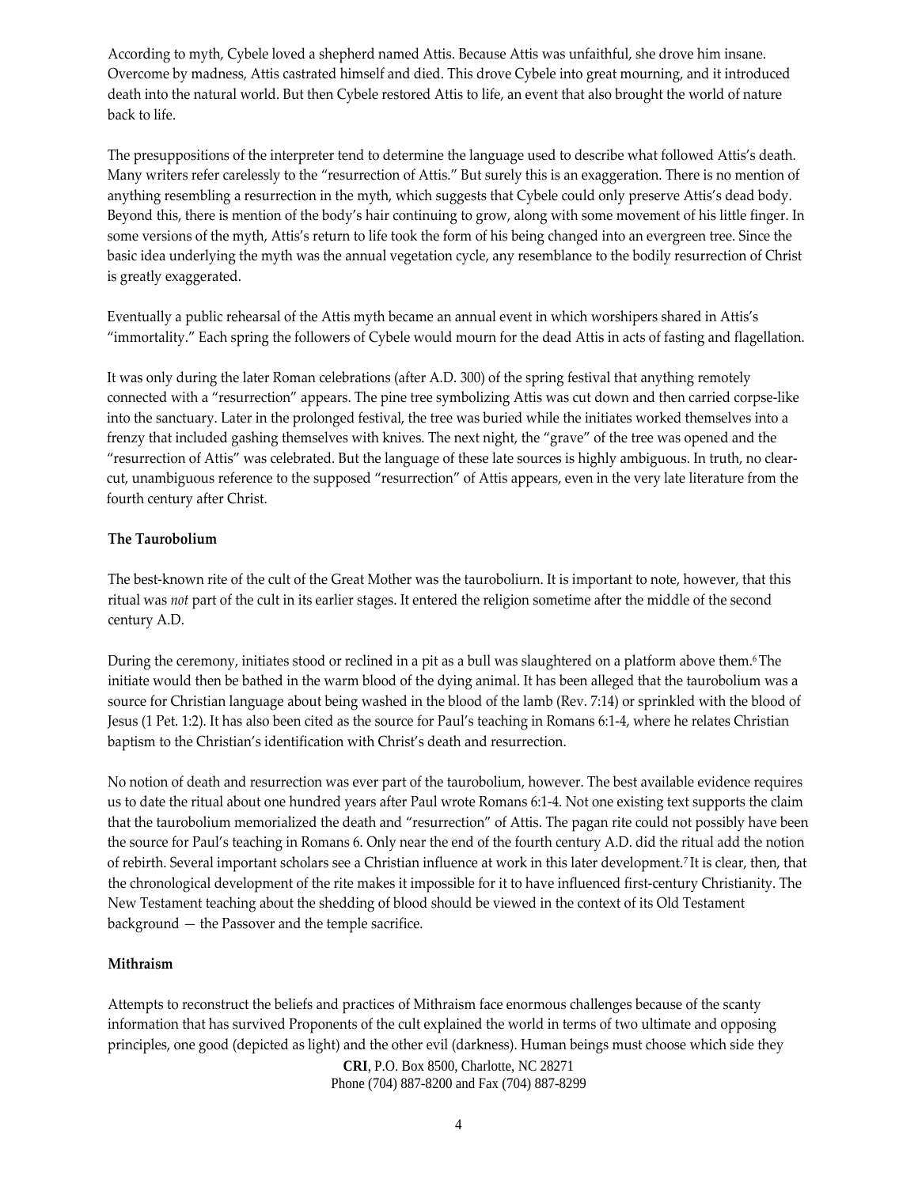According to myth, Cybele loved a shepherd named Attis. Because Attis was unfaithful, she drove him insane. Overcome by madness, Attis castrated himself and died. This drove Cybele into great mourning, and it introduced death into the natural world. But then Cybele restored Attis to life, an event that also brought the world of nature back to life.

The presuppositions of the interpreter tend to determine the language used to describe what followed Attis's death. Many writers refer carelessly to the "resurrection of Attis." But surely this is an exaggeration. There is no mention of anything resembling a resurrection in the myth, which suggests that Cybele could only preserve Attis's dead body. Beyond this, there is mention of the body's hair continuing to grow, along with some movement of his little finger. In some versions of the myth, Attis's return to life took the form of his being changed into an evergreen tree. Since the basic idea underlying the myth was the annual vegetation cycle, any resemblance to the bodily resurrection of Christ is greatly exaggerated.

Eventually a public rehearsal of the Attis myth became an annual event in which worshipers shared in Attis's "immortality." Each spring the followers of Cybele would mourn for the dead Attis in acts of fasting and flagellation.

It was only during the later Roman celebrations (after A.D. 300) of the spring festival that anything remotely connected with a "resurrection" appears. The pine tree symbolizing Attis was cut down and then carried corpse-like into the sanctuary. Later in the prolonged festival, the tree was buried while the initiates worked themselves into a frenzy that included gashing themselves with knives. The next night, the "grave" of the tree was opened and the "resurrection of Attis" was celebrated. But the language of these late sources is highly ambiguous. In truth, no clear-cut, unambiguous reference to the supposed "resurrection" of Attis appears, even in the very late literature from the fourth century after Christ.

**The Taurobolium**

The best-known rite of the cult of the Great Mother was the tauroboliurn. It is important to note, however, that this ritual was *not* part of the cult in its earlier stages. It entered the religion sometime after the middle of the second century A.D.

During the ceremony, initiates stood or reclined in a pit as a bull was slaughtered on a platform above them.[6] The initiate would then be bathed in the warm blood of the dying animal. It has been alleged that the taurobolium was a source for Christian language about being washed in the blood of the lamb (Rev. 7:14) or sprinkled with the blood of Jesus (1 Pet. 1:2). It has also been cited as the source for Paul's teaching in Romans 6:1-4, where he relates Christian baptism to the Christian's identification with Christ's death and resurrection.

No notion of death and resurrection was ever part of the taurobolium, however. The best available evidence requires us to date the ritual about one hundred years after Paul wrote Romans 6:1-4. Not one existing text supports the claim that the taurobolium memorialized the death and "resurrection" of Attis. The pagan rite could not possibly have been the source for Paul's teaching in Romans 6. Only near the end of the fourth century A.D. did the ritual add the notion of rebirth. Several important scholars see a Christian influence at work in this later development.[7] It is clear, then, that the chronological development of the rite makes it impossible for it to have influenced first-century Christianity. The New Testament teaching about the shedding of blood should be viewed in the context of its Old Testament background — the Passover and the temple sacrifice.

**Mithraism**

Attempts to reconstruct the beliefs and practices of Mithraism face enormous challenges because of the scanty information that has survived Proponents of the cult explained the world in terms of two ultimate and opposing principles, one good (depicted as light) and the other evil (darkness). Human beings must choose which side they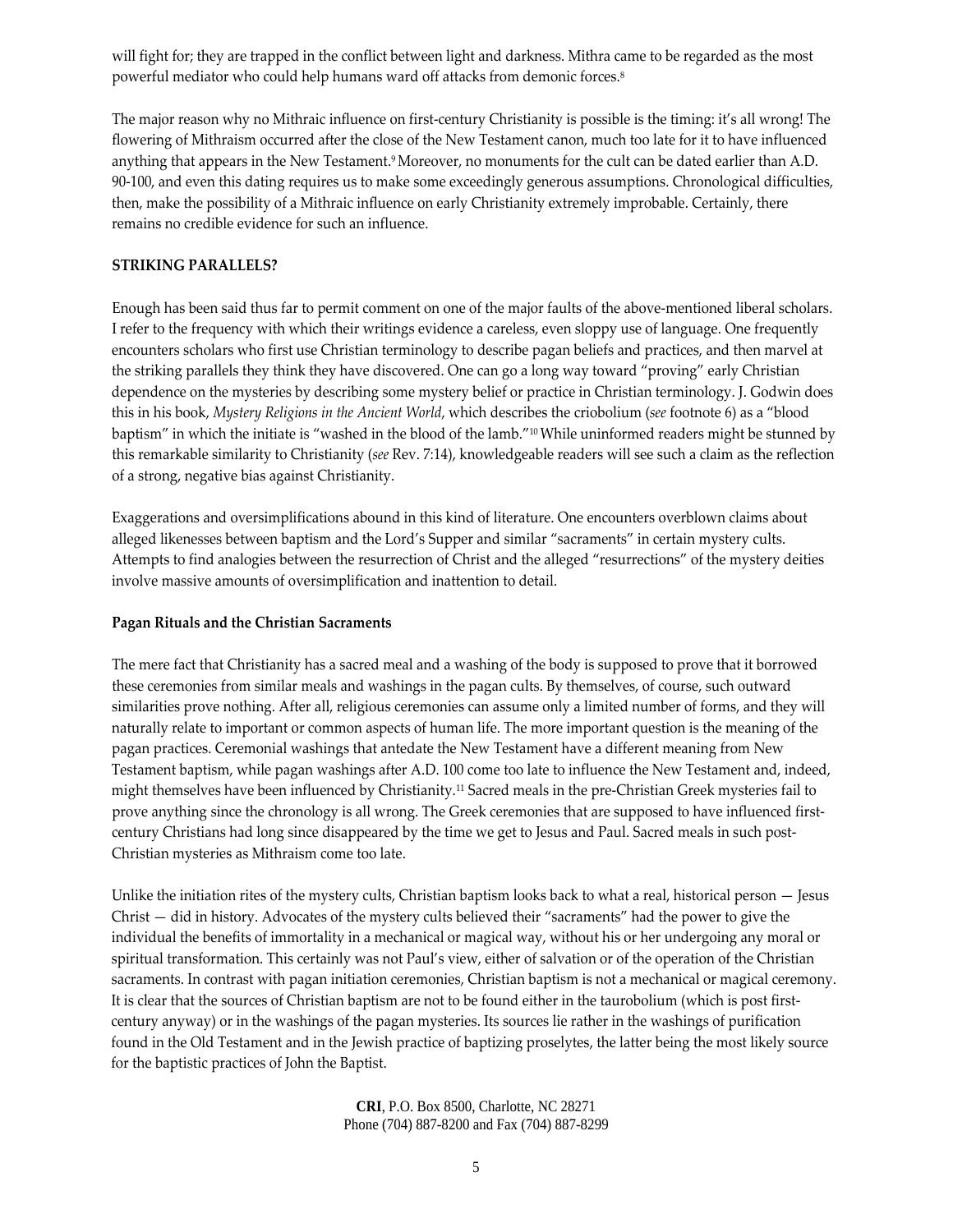will fight for; they are trapped in the conflict between light and darkness. Mithra came to be regarded as the most powerful mediator who could help humans ward off attacks from demonic forces.[8]

The major reason why no Mithraic influence on first-century Christianity is possible is the timing: it's all wrong! The flowering of Mithraism occurred after the close of the New Testament canon, much too late for it to have influenced anything that appears in the New Testament.[9] Moreover, no monuments for the cult can be dated earlier than A.D. 90-100, and even this dating requires us to make some exceedingly generous assumptions. Chronological difficulties, then, make the possibility of a Mithraic influence on early Christianity extremely improbable. Certainly, there remains no credible evidence for such an influence.

## STRIKING PARALLELS?

Enough has been said thus far to permit comment on one of the major faults of the above-mentioned liberal scholars. I refer to the frequency with which their writings evidence a careless, even sloppy use of language. One frequently encounters scholars who first use Christian terminology to describe pagan beliefs and practices, and then marvel at the striking parallels they think they have discovered. One can go a long way toward "proving" early Christian dependence on the mysteries by describing some mystery belief or practice in Christian terminology. J. Godwin does this in his book, *Mystery Religions in the Ancient World*, which describes the criobolium (*see* footnote 6) as a "blood baptism" in which the initiate is "washed in the blood of the lamb."[10] While uninformed readers might be stunned by this remarkable similarity to Christianity (*see* Rev. 7:14), knowledgeable readers will see such a claim as the reflection of a strong, negative bias against Christianity.

Exaggerations and oversimplifications abound in this kind of literature. One encounters overblown claims about alleged likenesses between baptism and the Lord's Supper and similar "sacraments" in certain mystery cults. Attempts to find analogies between the resurrection of Christ and the alleged "resurrections" of the mystery deities involve massive amounts of oversimplification and inattention to detail.

### Pagan Rituals and the Christian Sacraments

The mere fact that Christianity has a sacred meal and a washing of the body is supposed to prove that it borrowed these ceremonies from similar meals and washings in the pagan cults. By themselves, of course, such outward similarities prove nothing. After all, religious ceremonies can assume only a limited number of forms, and they will naturally relate to important or common aspects of human life. The more important question is the meaning of the pagan practices. Ceremonial washings that antedate the New Testament have a different meaning from New Testament baptism, while pagan washings after A.D. 100 come too late to influence the New Testament and, indeed, might themselves have been influenced by Christianity.[11] Sacred meals in the pre-Christian Greek mysteries fail to prove anything since the chronology is all wrong. The Greek ceremonies that are supposed to have influenced first-century Christians had long since disappeared by the time we get to Jesus and Paul. Sacred meals in such post-Christian mysteries as Mithraism come too late.

Unlike the initiation rites of the mystery cults, Christian baptism looks back to what a real, historical person — Jesus Christ — did in history. Advocates of the mystery cults believed their "sacraments" had the power to give the individual the benefits of immortality in a mechanical or magical way, without his or her undergoing any moral or spiritual transformation. This certainly was not Paul's view, either of salvation or of the operation of the Christian sacraments. In contrast with pagan initiation ceremonies, Christian baptism is not a mechanical or magical ceremony. It is clear that the sources of Christian baptism are not to be found either in the taurobolium (which is post first-century anyway) or in the washings of the pagan mysteries. Its sources lie rather in the washings of purification found in the Old Testament and in the Jewish practice of baptizing proselytes, the latter being the most likely source for the baptistic practices of John the Baptist.

**CRI**, P.O. Box 8500, Charlotte, NC 28271
Phone (704) 887-8200 and Fax (704) 887-8299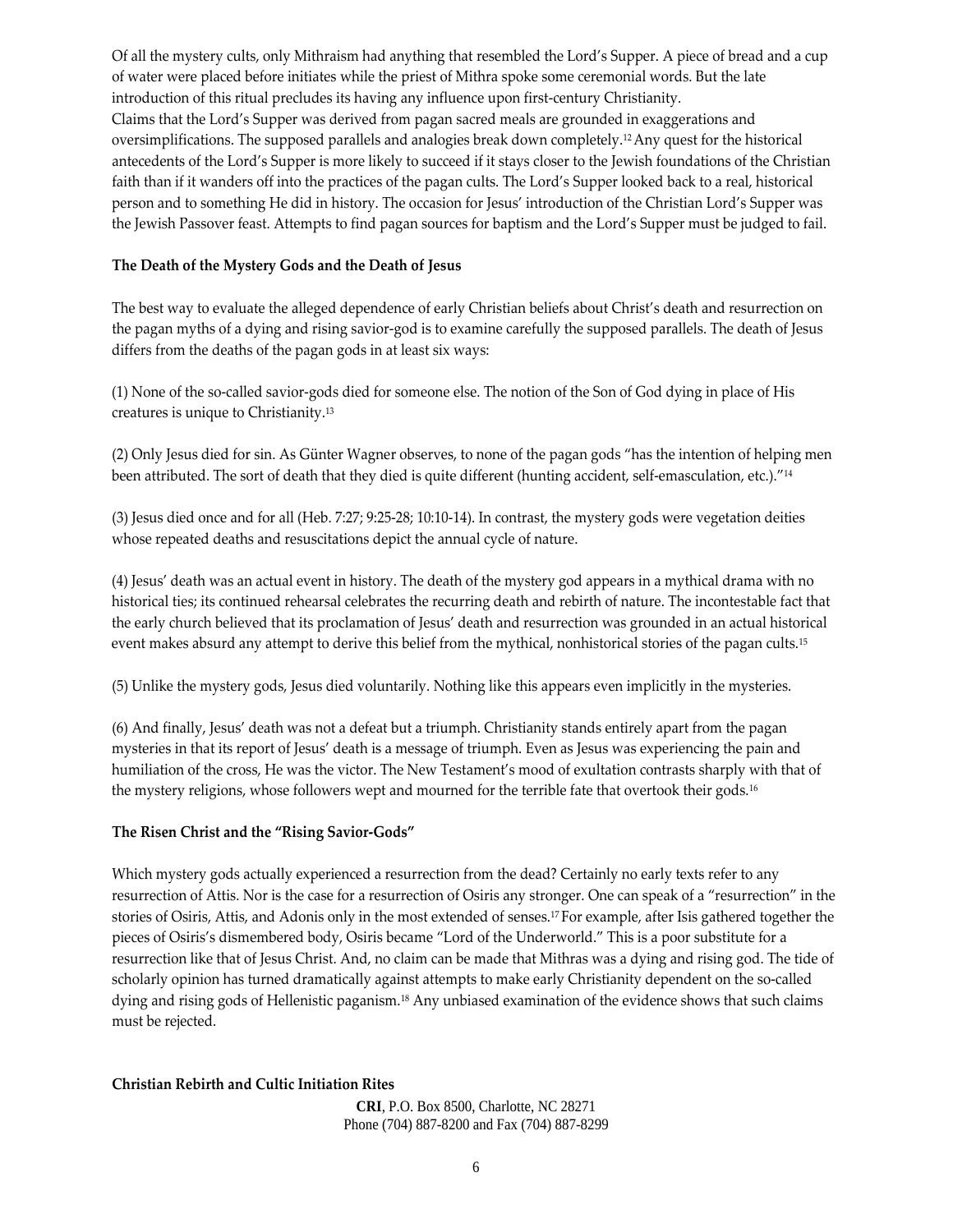Of all the mystery cults, only Mithraism had anything that resembled the Lord's Supper. A piece of bread and a cup of water were placed before initiates while the priest of Mithra spoke some ceremonial words. But the late introduction of this ritual precludes its having any influence upon first-century Christianity.

Claims that the Lord's Supper was derived from pagan sacred meals are grounded in exaggerations and oversimplifications. The supposed parallels and analogies break down completely.[12] Any quest for the historical antecedents of the Lord's Supper is more likely to succeed if it stays closer to the Jewish foundations of the Christian faith than if it wanders off into the practices of the pagan cults. The Lord's Supper looked back to a real, historical person and to something He did in history. The occasion for Jesus' introduction of the Christian Lord's Supper was the Jewish Passover feast. Attempts to find pagan sources for baptism and the Lord's Supper must be judged to fail.

**The Death of the Mystery Gods and the Death of Jesus**

The best way to evaluate the alleged dependence of early Christian beliefs about Christ's death and resurrection on the pagan myths of a dying and rising savior-god is to examine carefully the supposed parallels. The death of Jesus differs from the deaths of the pagan gods in at least six ways:

(1) None of the so-called savior-gods died for someone else. The notion of the Son of God dying in place of His creatures is unique to Christianity.[13]

(2) Only Jesus died for sin. As Günter Wagner observes, to none of the pagan gods "has the intention of helping men been attributed. The sort of death that they died is quite different (hunting accident, self-emasculation, etc.)."[14]

(3) Jesus died once and for all (Heb. 7:27; 9:25-28; 10:10-14). In contrast, the mystery gods were vegetation deities whose repeated deaths and resuscitations depict the annual cycle of nature.

(4) Jesus' death was an actual event in history. The death of the mystery god appears in a mythical drama with no historical ties; its continued rehearsal celebrates the recurring death and rebirth of nature. The incontestable fact that the early church believed that its proclamation of Jesus' death and resurrection was grounded in an actual historical event makes absurd any attempt to derive this belief from the mythical, nonhistorical stories of the pagan cults.[15]

(5) Unlike the mystery gods, Jesus died voluntarily. Nothing like this appears even implicitly in the mysteries.

(6) And finally, Jesus' death was not a defeat but a triumph. Christianity stands entirely apart from the pagan mysteries in that its report of Jesus' death is a message of triumph. Even as Jesus was experiencing the pain and humiliation of the cross, He was the victor. The New Testament's mood of exultation contrasts sharply with that of the mystery religions, whose followers wept and mourned for the terrible fate that overtook their gods.[16]

**The Risen Christ and the "Rising Savior-Gods"**

Which mystery gods actually experienced a resurrection from the dead? Certainly no early texts refer to any resurrection of Attis. Nor is the case for a resurrection of Osiris any stronger. One can speak of a "resurrection" in the stories of Osiris, Attis, and Adonis only in the most extended of senses.[17] For example, after Isis gathered together the pieces of Osiris's dismembered body, Osiris became "Lord of the Underworld." This is a poor substitute for a resurrection like that of Jesus Christ. And, no claim can be made that Mithras was a dying and rising god. The tide of scholarly opinion has turned dramatically against attempts to make early Christianity dependent on the so-called dying and rising gods of Hellenistic paganism.[18] Any unbiased examination of the evidence shows that such claims must be rejected.

**Christian Rebirth and Cultic Initiation Rites**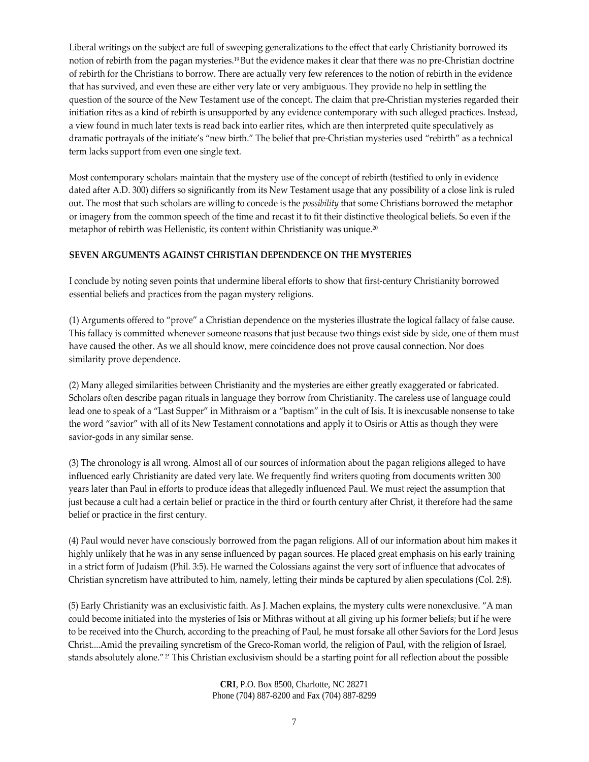Liberal writings on the subject are full of sweeping generalizations to the effect that early Christianity borrowed its notion of rebirth from the pagan mysteries.[19] But the evidence makes it clear that there was no pre-Christian doctrine of rebirth for the Christians to borrow. There are actually very few references to the notion of rebirth in the evidence that has survived, and even these are either very late or very ambiguous. They provide no help in settling the question of the source of the New Testament use of the concept. The claim that pre-Christian mysteries regarded their initiation rites as a kind of rebirth is unsupported by any evidence contemporary with such alleged practices. Instead, a view found in much later texts is read back into earlier rites, which are then interpreted quite speculatively as dramatic portrayals of the initiate's "new birth." The belief that pre-Christian mysteries used "rebirth" as a technical term lacks support from even one single text.

Most contemporary scholars maintain that the mystery use of the concept of rebirth (testified to only in evidence dated after A.D. 300) differs so significantly from its New Testament usage that any possibility of a close link is ruled out. The most that such scholars are willing to concede is the *possibility* that some Christians borrowed the metaphor or imagery from the common speech of the time and recast it to fit their distinctive theological beliefs. So even if the metaphor of rebirth was Hellenistic, its content within Christianity was unique.[20]

**SEVEN ARGUMENTS AGAINST CHRISTIAN DEPENDENCE ON THE MYSTERIES**

I conclude by noting seven points that undermine liberal efforts to show that first-century Christianity borrowed essential beliefs and practices from the pagan mystery religions.

(1) Arguments offered to "prove" a Christian dependence on the mysteries illustrate the logical fallacy of false cause. This fallacy is committed whenever someone reasons that just because two things exist side by side, one of them must have caused the other. As we all should know, mere coincidence does not prove causal connection. Nor does similarity prove dependence.

(2) Many alleged similarities between Christianity and the mysteries are either greatly exaggerated or fabricated. Scholars often describe pagan rituals in language they borrow from Christianity. The careless use of language could lead one to speak of a "Last Supper" in Mithraism or a "baptism" in the cult of Isis. It is inexcusable nonsense to take the word "savior" with all of its New Testament connotations and apply it to Osiris or Attis as though they were savior-gods in any similar sense.

(3) The chronology is all wrong. Almost all of our sources of information about the pagan religions alleged to have influenced early Christianity are dated very late. We frequently find writers quoting from documents written 300 years later than Paul in efforts to produce ideas that allegedly influenced Paul. We must reject the assumption that just because a cult had a certain belief or practice in the third or fourth century after Christ, it therefore had the same belief or practice in the first century.

(4) Paul would never have consciously borrowed from the pagan religions. All of our information about him makes it highly unlikely that he was in any sense influenced by pagan sources. He placed great emphasis on his early training in a strict form of Judaism (Phil. 3:5). He warned the Colossians against the very sort of influence that advocates of Christian syncretism have attributed to him, namely, letting their minds be captured by alien speculations (Col. 2:8).

(5) Early Christianity was an exclusivistic faith. As J. Machen explains, the mystery cults were nonexclusive. "A man could become initiated into the mysteries of Isis or Mithras without at all giving up his former beliefs; but if he were to be received into the Church, according to the preaching of Paul, he must forsake all other Saviors for the Lord Jesus Christ....Amid the prevailing syncretism of the Greco-Roman world, the religion of Paul, with the religion of Israel, stands absolutely alone."[21] This Christian exclusivism should be a starting point for all reflection about the possible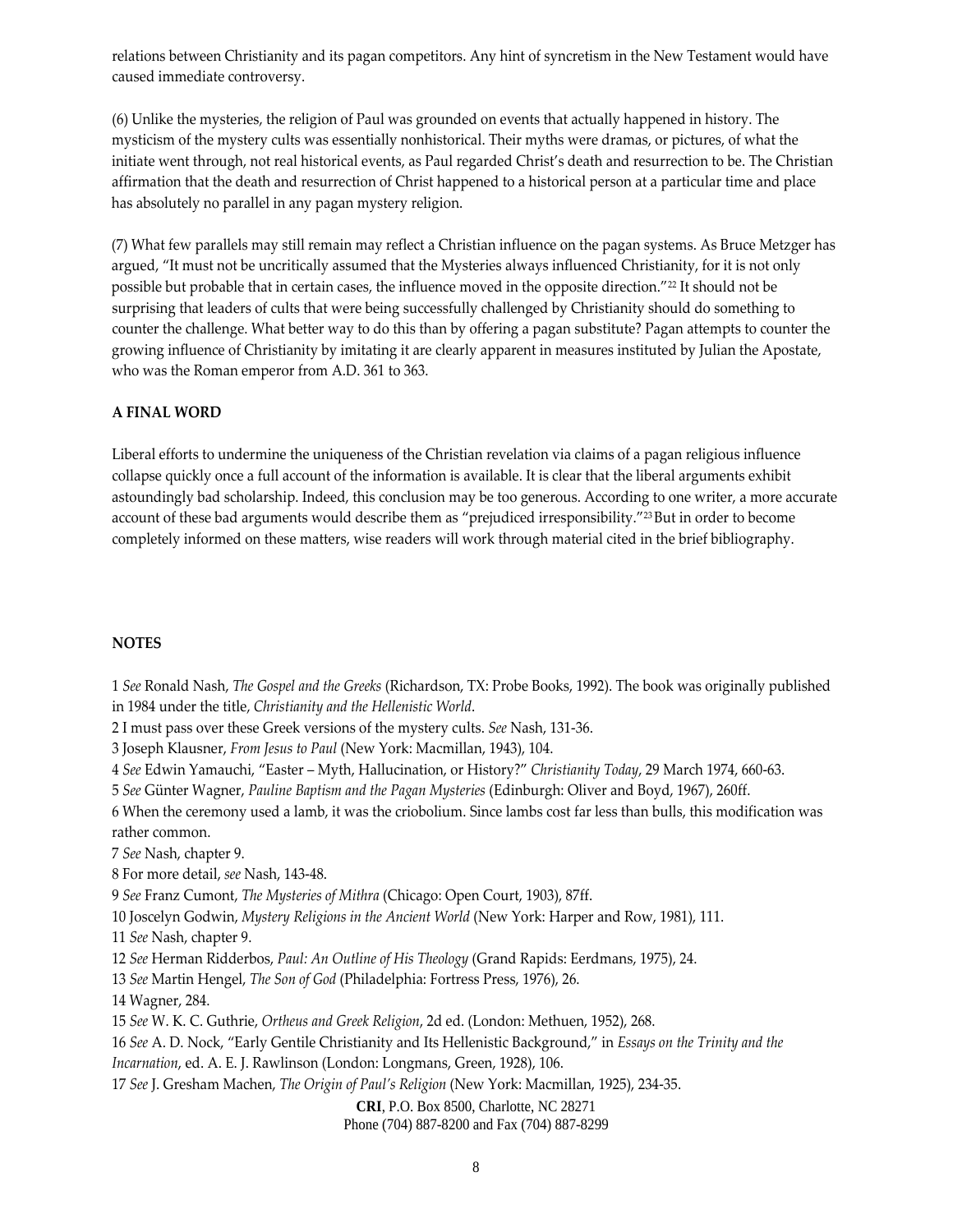relations between Christianity and its pagan competitors. Any hint of syncretism in the New Testament would have caused immediate controversy.

(6) Unlike the mysteries, the religion of Paul was grounded on events that actually happened in history. The mysticism of the mystery cults was essentially nonhistorical. Their myths were dramas, or pictures, of what the initiate went through, not real historical events, as Paul regarded Christ's death and resurrection to be. The Christian affirmation that the death and resurrection of Christ happened to a historical person at a particular time and place has absolutely no parallel in any pagan mystery religion.

(7) What few parallels may still remain may reflect a Christian influence on the pagan systems. As Bruce Metzger has argued, "It must not be uncritically assumed that the Mysteries always influenced Christianity, for it is not only possible but probable that in certain cases, the influence moved in the opposite direction."[22] It should not be surprising that leaders of cults that were being successfully challenged by Christianity should do something to counter the challenge. What better way to do this than by offering a pagan substitute? Pagan attempts to counter the growing influence of Christianity by imitating it are clearly apparent in measures instituted by Julian the Apostate, who was the Roman emperor from A.D. 361 to 363.

**A FINAL WORD**

Liberal efforts to undermine the uniqueness of the Christian revelation via claims of a pagan religious influence collapse quickly once a full account of the information is available. It is clear that the liberal arguments exhibit astoundingly bad scholarship. Indeed, this conclusion may be too generous. According to one writer, a more accurate account of these bad arguments would describe them as "prejudiced irresponsibility."[23] But in order to become completely informed on these matters, wise readers will work through material cited in the brief bibliography.

**NOTES**

1 *See* Ronald Nash, *The Gospel and the Greeks* (Richardson, TX: Probe Books, 1992). The book was originally published in 1984 under the title, *Christianity and the Hellenistic World*.
2 I must pass over these Greek versions of the mystery cults. *See* Nash, 131-36.
3 Joseph Klausner, *From Jesus to Paul* (New York: Macmillan, 1943), 104.
4 *See* Edwin Yamauchi, "Easter – Myth, Hallucination, or History?" *Christianity Today*, 29 March 1974, 660-63.
5 *See* Günter Wagner, *Pauline Baptism and the Pagan Mysteries* (Edinburgh: Oliver and Boyd, 1967), 260ff.
6 When the ceremony used a lamb, it was the criobolium. Since lambs cost far less than bulls, this modification was rather common.
7 *See* Nash, chapter 9.
8 For more detail, *see* Nash, 143-48.
9 *See* Franz Cumont, *The Mysteries of Mithra* (Chicago: Open Court, 1903), 87ff.
10 Joscelyn Godwin, *Mystery Religions in the Ancient World* (New York: Harper and Row, 1981), 111.
11 *See* Nash, chapter 9.
12 *See* Herman Ridderbos, *Paul: An Outline of His Theology* (Grand Rapids: Eerdmans, 1975), 24.
13 *See* Martin Hengel, *The Son of God* (Philadelphia: Fortress Press, 1976), 26.
14 Wagner, 284.
15 *See* W. K. C. Guthrie, *Ortheus and Greek Religion*, 2d ed. (London: Methuen, 1952), 268.
16 *See* A. D. Nock, "Early Gentile Christianity and Its Hellenistic Background," in *Essays on the Trinity and the Incarnation*, ed. A. E. J. Rawlinson (London: Longmans, Green, 1928), 106.
17 *See* J. Gresham Machen, *The Origin of Paul's Religion* (New York: Macmillan, 1925), 234-35.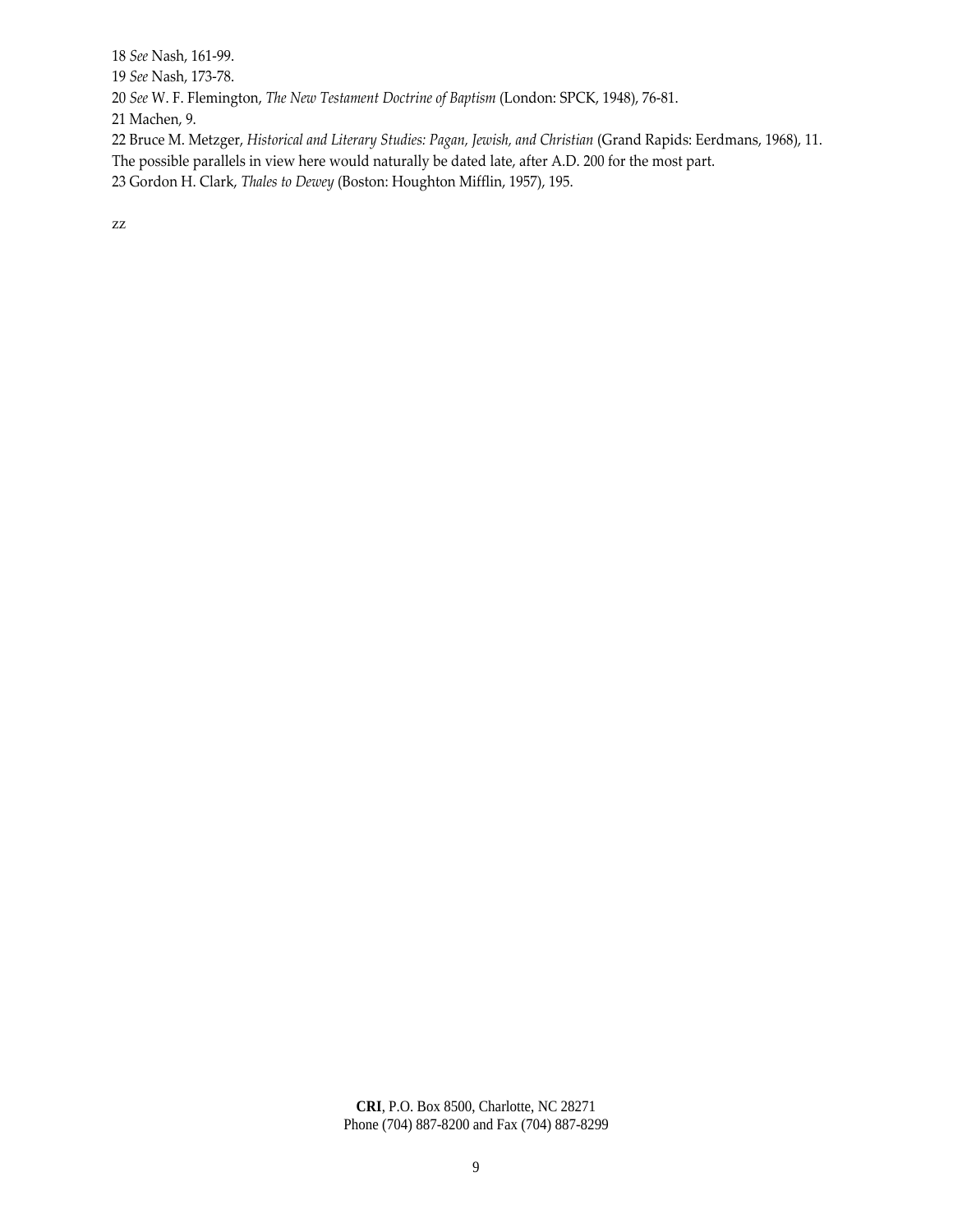18 *See* Nash, 161-99.

19 *See* Nash, 173-78.

20 *See* W. F. Flemington, *The New Testament Doctrine of Baptism* (London: SPCK, 1948), 76-81.

21 Machen, 9.

22 Bruce M. Metzger, *Historical and Literary Studies: Pagan, Jewish, and Christian* (Grand Rapids: Eerdmans, 1968), 11. The possible parallels in view here would naturally be dated late, after A.D. 200 for the most part.

23 Gordon H. Clark, *Thales to Dewey* (Boston: Houghton Mifflin, 1957), 195.

zz

**CRI**, P.O. Box 8500, Charlotte, NC 28271
Phone (704) 887-8200 and Fax (704) 887-8299